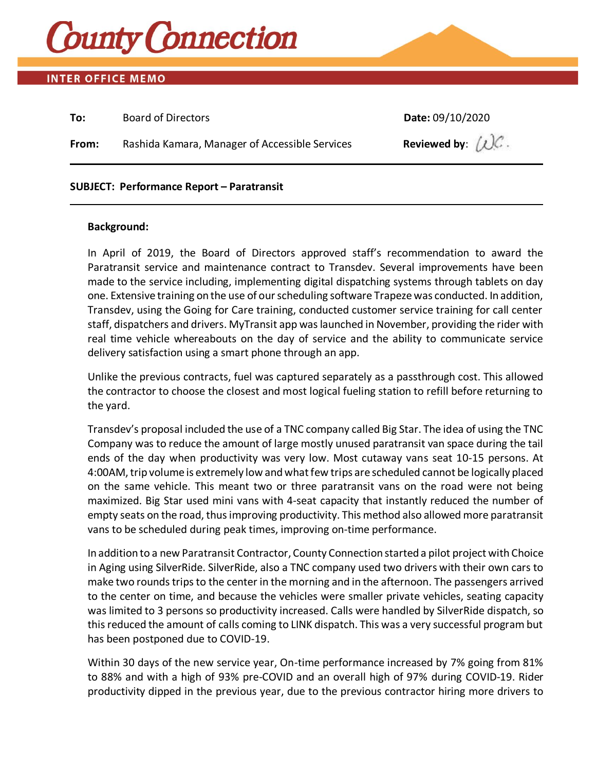# County Connection

**INTER OFFICE MEMO**

| | | |
|---|---|---|
| **To:** | Board of Directors | **Date:** 09/10/2020 |
| **From:** | Rashida Kamara, Manager of Accessible Services | **Reviewed by**: WC. |

**SUBJECT: Performance Report – Paratransit**

**Background:**

In April of 2019, the Board of Directors approved staff's recommendation to award the Paratransit service and maintenance contract to Transdev. Several improvements have been made to the service including, implementing digital dispatching systems through tablets on day one. Extensive training on the use of our scheduling software Trapeze was conducted. In addition, Transdev, using the Going for Care training, conducted customer service training for call center staff, dispatchers and drivers. MyTransit app was launched in November, providing the rider with real time vehicle whereabouts on the day of service and the ability to communicate service delivery satisfaction using a smart phone through an app.

Unlike the previous contracts, fuel was captured separately as a passthrough cost. This allowed the contractor to choose the closest and most logical fueling station to refill before returning to the yard.

Transdev's proposal included the use of a TNC company called Big Star. The idea of using the TNC Company was to reduce the amount of large mostly unused paratransit van space during the tail ends of the day when productivity was very low. Most cutaway vans seat 10-15 persons. At 4:00AM, trip volume is extremely low and what few trips are scheduled cannot be logically placed on the same vehicle. This meant two or three paratransit vans on the road were not being maximized. Big Star used mini vans with 4-seat capacity that instantly reduced the number of empty seats on the road, thus improving productivity. This method also allowed more paratransit vans to be scheduled during peak times, improving on-time performance.

In addition to a new Paratransit Contractor, County Connection started a pilot project with Choice in Aging using SilverRide. SilverRide, also a TNC company used two drivers with their own cars to make two rounds trips to the center in the morning and in the afternoon. The passengers arrived to the center on time, and because the vehicles were smaller private vehicles, seating capacity was limited to 3 persons so productivity increased. Calls were handled by SilverRide dispatch, so this reduced the amount of calls coming to LINK dispatch. This was a very successful program but has been postponed due to COVID-19.

Within 30 days of the new service year, On-time performance increased by 7% going from 81% to 88% and with a high of 93% pre-COVID and an overall high of 97% during COVID-19. Rider productivity dipped in the previous year, due to the previous contractor hiring more drivers to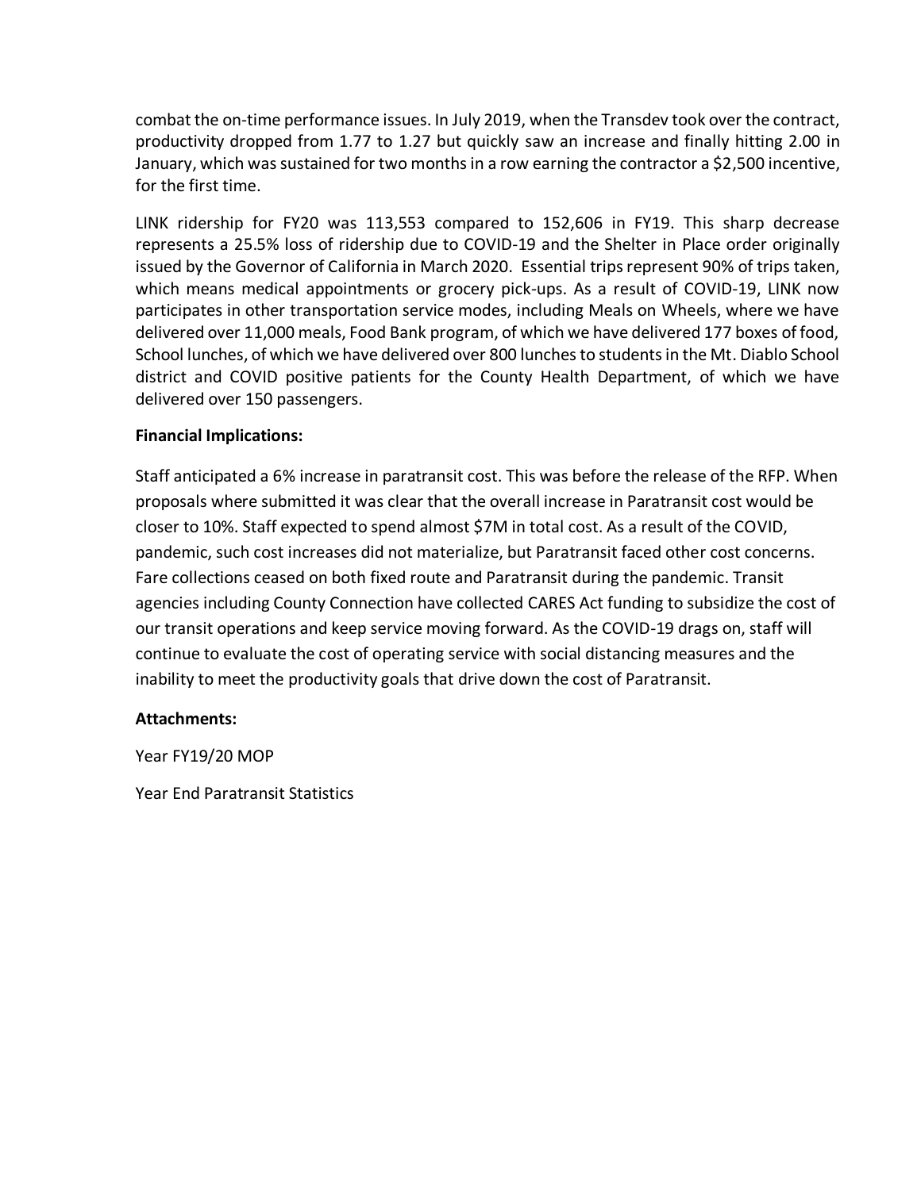combat the on-time performance issues. In July 2019, when the Transdev took over the contract, productivity dropped from 1.77 to 1.27 but quickly saw an increase and finally hitting 2.00 in January, which was sustained for two months in a row earning the contractor a $2,500 incentive, for the first time.

LINK ridership for FY20 was 113,553 compared to 152,606 in FY19. This sharp decrease represents a 25.5% loss of ridership due to COVID-19 and the Shelter in Place order originally issued by the Governor of California in March 2020. Essential trips represent 90% of trips taken, which means medical appointments or grocery pick-ups. As a result of COVID-19, LINK now participates in other transportation service modes, including Meals on Wheels, where we have delivered over 11,000 meals, Food Bank program, of which we have delivered 177 boxes of food, School lunches, of which we have delivered over 800 lunches to students in the Mt. Diablo School district and COVID positive patients for the County Health Department, of which we have delivered over 150 passengers.

**Financial Implications:**

Staff anticipated a 6% increase in paratransit cost. This was before the release of the RFP. When proposals where submitted it was clear that the overall increase in Paratransit cost would be closer to 10%. Staff expected to spend almost $7M in total cost. As a result of the COVID, pandemic, such cost increases did not materialize, but Paratransit faced other cost concerns. Fare collections ceased on both fixed route and Paratransit during the pandemic. Transit agencies including County Connection have collected CARES Act funding to subsidize the cost of our transit operations and keep service moving forward. As the COVID-19 drags on, staff will continue to evaluate the cost of operating service with social distancing measures and the inability to meet the productivity goals that drive down the cost of Paratransit.

**Attachments:**

Year FY19/20 MOP

Year End Paratransit Statistics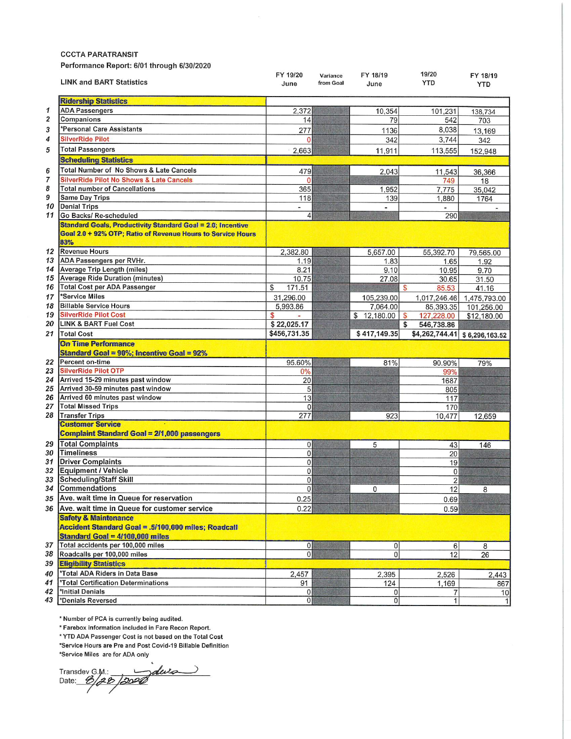CCCTA PARATRANSIT

Performance Report: 6/01 through 6/30/2020

| # | LINK and BART Statistics | FY 19/20 June | Variance from Goal | FY 18/19 June | 19/20 YTD | FY 18/19 YTD |
|---|---|---|---|---|---|---|
| | **Ridership Statistics** | | | | | |
| 1 | ADA Passengers | 2,372 | | 10,354 | 101,231 | 138,734 |
| 2 | Companions | 14 | | 79 | 542 | 703 |
| 3 | *Personal Care Assistants | 277 | | 1136 | 8,038 | 13,169 |
| 4 | SilverRide Pilot | 0 | | 342 | 3,744 | 342 |
| 5 | Total Passengers | 2,663 | | 11,911 | 113,555 | 152,948 |
| | **Scheduling Statistics** | | | | | |
| 6 | Total Number of No Shows & Late Cancels | 479 | | 2,043 | 11,543 | 36,366 |
| 7 | SilverRide Pilot No Shows & Late Cancels | 0 | | | 749 | 18 |
| 8 | Total number of Cancellations | 365 | | 1,952 | 7,775 | 35,042 |
| 9 | Same Day Trips | 118 | | 139 | 1,880 | 1764 |
| 10 | Denial Trips | - | | - | - | - |
| 11 | Go Backs/ Re-scheduled | 4 | | | 290 | |
| | **Standard Goals, Productivity Standard Goal = 2.0; Incentive Goal 2.0 + 92% OTP; Ratio of Revenue Hours to Service Hours 83%** | | | | | |
| 12 | Revenue Hours | 2,382.80 | | 5,657.00 | 55,392.70 | 79,565.00 |
| 13 | ADA Passengers per RVHr. | 1.19 | | 1.83 | 1.65 | 1.92 |
| 14 | Average Trip Length (miles) | 8.21 | | 9.10 | 10.95 | 9.70 |
| 15 | Average Ride Duration (minutes) | 10.75 | | 27.08 | 30.65 | 31.50 |
| 16 | Total Cost per ADA Passenger | $ 171.51 | | | $ 85.53 | 41.16 |
| 17 | *Service Miles | 31,296.00 | | 105,239.00 | 1,017,246.46 | 1,475,793.00 |
| 18 | Billable Service Hours | 5,993.86 | | 7,064.00 | 85,393.35 | 101,256.00 |
| 19 | SilverRide Pilot Cost | $ - | | $ 12,180.00 | $ 127,228.00 | $12,180.00 |
| 20 | LINK & BART Fuel Cost | $ 22,025.17 | | | $ 546,738.86 | |
| 21 | Total Cost | $456,731.35 | | $ 417,149.35 | $4,262,744.41 | $ 6,296,163.52 |
| | **On Time Performance Standard Goal = 90%; Incentive Goal = 92%** | | | | | |
| 22 | Percent on-time | 95.60% | | 81% | 90.90% | 79% |
| 23 | SilverRide Pilot OTP | 0% | | | 99% | |
| 24 | Arrived 15-29 minutes past window | 20 | | | 1687 | |
| 25 | Arrived 30-59 minutes past window | 5 | | | 805 | |
| 26 | Arrived 60 minutes past window | 13 | | | 117 | |
| 27 | Total Missed Trips | 0 | | | 170 | |
| 28 | Transfer Trips | 277 | | 923 | 10,477 | 12,659 |
| | **Customer Service Complaint Standard Goal = 2/1,000 passengers** | | | | | |
| 29 | Total Complaints | 0 | | 5 | 43 | 146 |
| 30 | Timeliness | 0 | | | 20 | |
| 31 | Driver Complaints | 0 | | | 19 | |
| 32 | Equipment / Vehicle | 0 | | | 0 | |
| 33 | Scheduling/Staff Skill | 0 | | | 2 | |
| 34 | Commendations | 0 | | 0 | 12 | 8 |
| 35 | Ave. wait time in Queue for reservation | 0.25 | | | 0.69 | |
| 36 | Ave. wait time in Queue for customer service | 0.22 | | | 0.59 | |
| | **Safety & Maintenance Accident Standard Goal = .5/100,000 miles; Roadcall Standard Goal = 4/100,000 miles** | | | | | |
| 37 | Total accidents per 100,000 miles | 0 | | 0 | 6 | 8 |
| 38 | Roadcalls per 100,000 miles | 0 | | 0 | 12 | 26 |
| 39 | **Eligibility Statistics** | | | | | |
| 40 | *Total ADA Riders in Data Base | 2,457 | | 2,395 | 2,526 | 2,443 |
| 41 | *Total Certification Determinations | 91 | | 124 | 1,169 | 867 |
| 42 | *Initial Denials | 0 | | 0 | 7 | 10 |
| 43 | *Denials Reversed | 0 | | 0 | 1 | 1 |

\* Number of PCA is currently being audited.

\* Farebox information included in Fare Recon Report.

\* YTD ADA Passenger Cost is not based on the Total Cost

*Service Hours are Pre and Post Covid-19 Billable Definition

*Service Miles are for ADA only

Transdev G.M.: ________

Date: 8/28/2020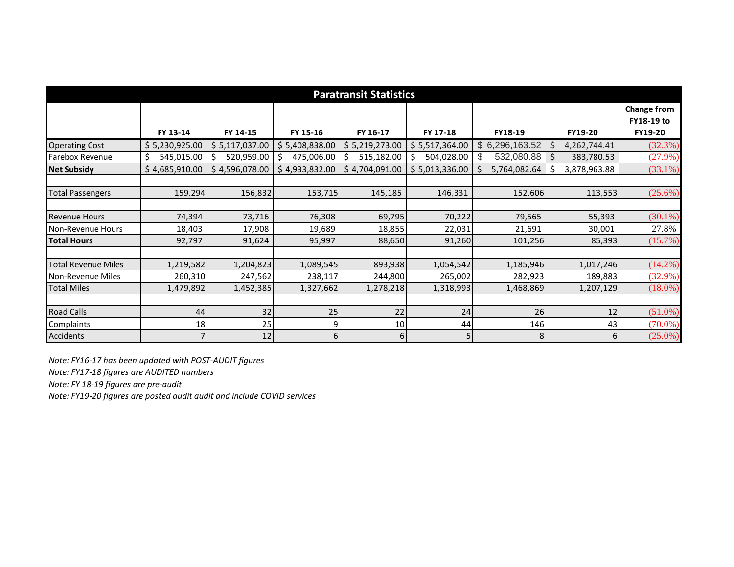## Paratransit Statistics

| | FY 13-14 | FY 14-15 | FY 15-16 | FY 16-17 | FY 17-18 | FY18-19 | FY19-20 | Change from FY18-19 to FY19-20 |
|---|---|---|---|---|---|---|---|---|
| Operating Cost | $ 5,230,925.00 | $ 5,117,037.00 | $ 5,408,838.00 | $ 5,219,273.00 | $ 5,517,364.00 | $ 6,296,163.52 | $ 4,262,744.41 | (32.3%) |
| Farebox Revenue | $ 545,015.00 | $ 520,959.00 | $ 475,006.00 | $ 515,182.00 | $ 504,028.00 | $ 532,080.88 | $ 383,780.53 | (27.9%) |
| **Net Subsidy** | $ 4,685,910.00 | $ 4,596,078.00 | $ 4,933,832.00 | $ 4,704,091.00 | $ 5,013,336.00 | $ 5,764,082.64 | $ 3,878,963.88 | (33.1%) |
| | | | | | | | | |
| Total Passengers | 159,294 | 156,832 | 153,715 | 145,185 | 146,331 | 152,606 | 113,553 | (25.6%) |
| | | | | | | | | |
| Revenue Hours | 74,394 | 73,716 | 76,308 | 69,795 | 70,222 | 79,565 | 55,393 | (30.1%) |
| Non-Revenue Hours | 18,403 | 17,908 | 19,689 | 18,855 | 22,031 | 21,691 | 30,001 | 27.8% |
| **Total Hours** | 92,797 | 91,624 | 95,997 | 88,650 | 91,260 | 101,256 | 85,393 | (15.7%) |
| | | | | | | | | |
| Total Revenue Miles | 1,219,582 | 1,204,823 | 1,089,545 | 893,938 | 1,054,542 | 1,185,946 | 1,017,246 | (14.2%) |
| Non-Revenue Miles | 260,310 | 247,562 | 238,117 | 244,800 | 265,002 | 282,923 | 189,883 | (32.9%) |
| Total Miles | 1,479,892 | 1,452,385 | 1,327,662 | 1,278,218 | 1,318,993 | 1,468,869 | 1,207,129 | (18.0%) |
| | | | | | | | | |
| Road Calls | 44 | 32 | 25 | 22 | 24 | 26 | 12 | (51.0%) |
| Complaints | 18 | 25 | 9 | 10 | 44 | 146 | 43 | (70.0%) |
| Accidents | 7 | 12 | 6 | 6 | 5 | 8 | 6 | (25.0%) |

*Note: FY16-17 has been updated with POST-AUDIT figures*

*Note: FY17-18 figures are AUDITED numbers*

*Note: FY 18-19 figures are pre-audit*

*Note: FY19-20 figures are posted audit audit and include COVID services*